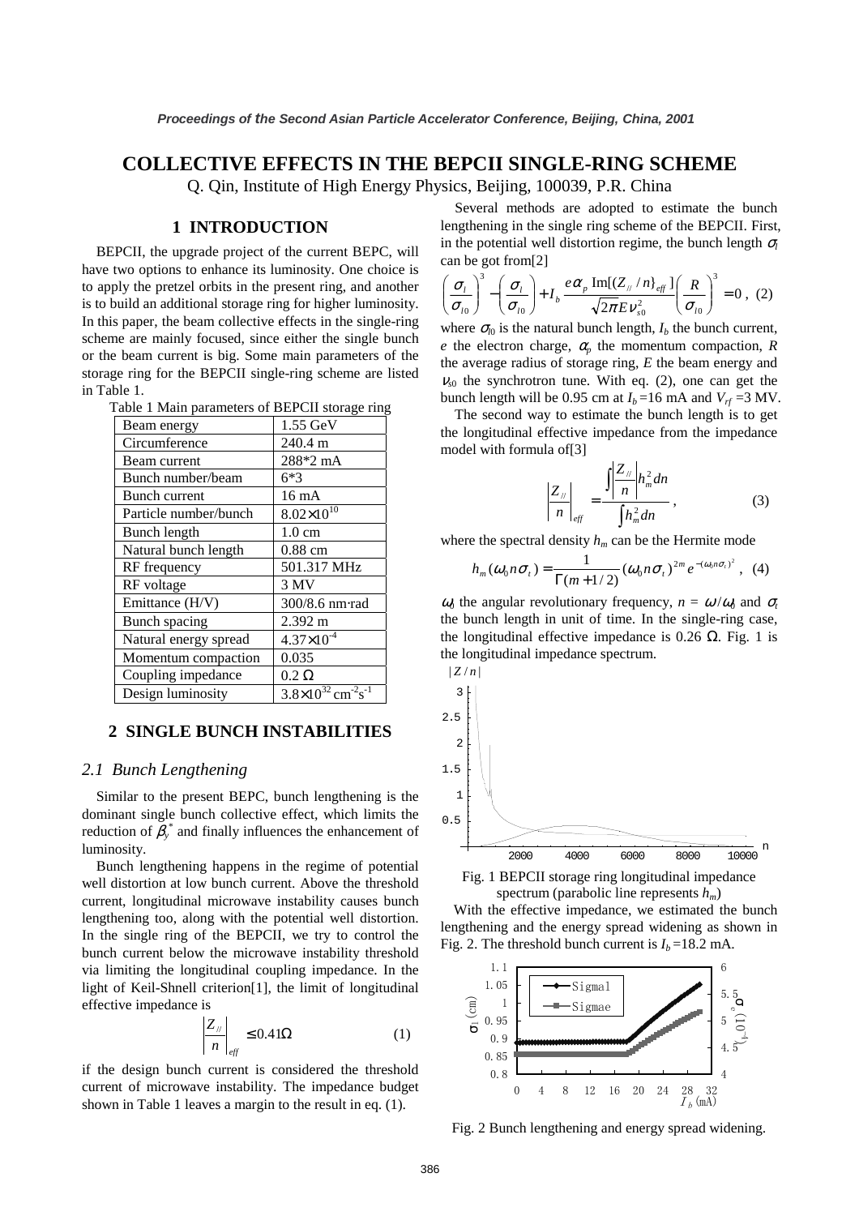# COLLECTIVE EFFECTS IN THE BEPCII SINGLE-RING SCHEME

Q. Qin, Institute of High Energy Physics, Beijing, 100039, P.R. China

## 1 INTRODUCTION

BEPCII, the upgrade project of the current BEPC, will have two options to enhance its luminosity. One choice is to apply the pretzel orbits in the present ring, and another is to build an additional storage ring for higher luminosity. In this paper, the beam collective effects in the single-ring scheme are mainly focused, since either the single bunch or the beam current is big. Some main parameters of the storage ring for the BEPCII single-ring scheme are listed in Table 1.

Table 1 Main parameters of BEPCII storage ring

| Parameter | Value |
|---|---|
| Beam energy | 1.55 GeV |
| Circumference | 240.4 m |
| Beam current | 288*2 mA |
| Bunch number/beam | 6*3 |
| Bunch current | 16 mA |
| Particle number/bunch | $8.02\times10^{10}$ |
| Bunch length | 1.0 cm |
| Natural bunch length | 0.88 cm |
| RF frequency | 501.317 MHz |
| RF voltage | 3 MV |
| Emittance (H/V) | 300/8.6 nm·rad |
| Bunch spacing | 2.392 m |
| Natural energy spread | $4.37\times10^{-4}$ |
| Momentum compaction | 0.035 |
| Coupling impedance | 0.2 Ω |
| Design luminosity | $3.8\times10^{32}$ cm$^{-2}$s$^{-1}$ |

## 2 SINGLE BUNCH INSTABILITIES

### *2.1 Bunch Lengthening*

Similar to the present BEPC, bunch lengthening is the dominant single bunch collective effect, which limits the reduction of $\beta_y^*$ and finally influences the enhancement of luminosity.

Bunch lengthening happens in the regime of potential well distortion at low bunch current. Above the threshold current, longitudinal microwave instability causes bunch lengthening too, along with the potential well distortion. In the single ring of the BEPCII, we try to control the bunch current below the microwave instability threshold via limiting the longitudinal coupling impedance. In the light of Keil-Shnell criterion[1], the limit of longitudinal effective impedance is

$$\left|\frac{Z_{//}}{n}\right|_{eff} \leq 0.41\Omega \qquad (1)$$

if the design bunch current is considered the threshold current of microwave instability. The impedance budget shown in Table 1 leaves a margin to the result in eq. (1).

Several methods are adopted to estimate the bunch lengthening in the single ring scheme of the BEPCII. First, in the potential well distortion regime, the bunch length $\sigma_l$ can be got from[2]

$$\left(\frac{\sigma_l}{\sigma_{l0}}\right)^3 - \left(\frac{\sigma_l}{\sigma_{l0}}\right) + I_b \frac{e\alpha_p \,\mathrm{Im}[(Z_{//}/n\}_{eff}]}{\sqrt{2\pi}E\nu_{s0}^2}\left(\frac{R}{\sigma_{l0}}\right)^3 = 0\,, \quad (2)$$

where $\sigma_{l0}$ is the natural bunch length, $I_b$ the bunch current, $e$ the electron charge, $\alpha_p$ the momentum compaction, $R$ the average radius of storage ring, $E$ the beam energy and $\nu_{s0}$ the synchrotron tune. With eq. (2), one can get the bunch length will be 0.95 cm at $I_b$ =16 mA and $V_{rf}$ =3 MV.

The second way to estimate the bunch length is to get the longitudinal effective impedance from the impedance model with formula of[3]

$$\left|\frac{Z_{//}}{n}\right|_{eff} = \frac{\int\left|\frac{Z_{//}}{n}\right|h_m^2 dn}{\int h_m^2 dn}\,, \qquad (3)$$

where the spectral density $h_m$ can be the Hermite mode

$$h_m(\omega_0 n\sigma_t) = \frac{1}{\Gamma(m+1/2)}(\omega_0 n\sigma_t)^{2m} e^{-(\omega_0 n\sigma_t)^2}\,, \quad (4)$$

$\omega_0$ the angular revolutionary frequency, $n = \omega/\omega_0$ and $\sigma_t$ the bunch length in unit of time. In the single-ring case, the longitudinal effective impedance is 0.26 Ω. Fig. 1 is the longitudinal impedance spectrum.

Fig. 1 BEPCII storage ring longitudinal impedance spectrum (parabolic line represents $h_m$)

With the effective impedance, we estimated the bunch lengthening and the energy spread widening as shown in Fig. 2. The threshold bunch current is $I_b$ =18.2 mA.

Fig. 2 Bunch lengthening and energy spread widening.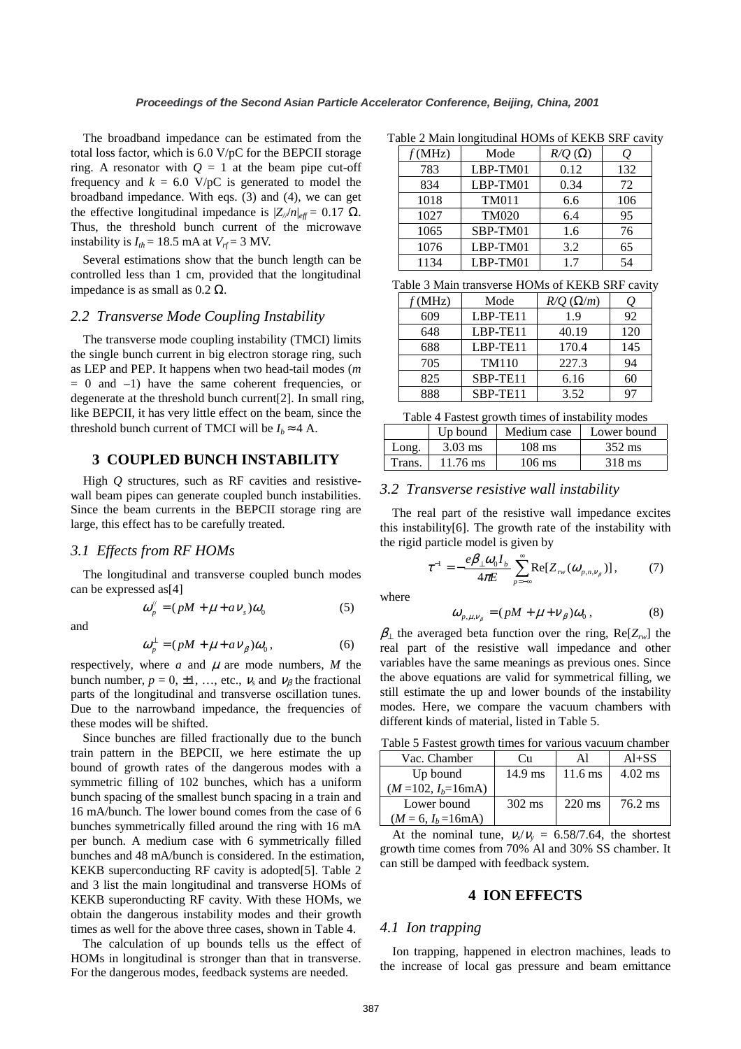The broadband impedance can be estimated from the total loss factor, which is 6.0 V/pC for the BEPCII storage ring. A resonator with $Q = 1$ at the beam pipe cut-off frequency and $k = 6.0$ V/pC is generated to model the broadband impedance. With eqs. (3) and (4), we can get the effective longitudinal impedance is $|Z_{//}/n|_{eff} = 0.17\ \Omega$. Thus, the threshold bunch current of the microwave instability is $I_{th} = 18.5$ mA at $V_{rf} = 3$ MV.

Several estimations show that the bunch length can be controlled less than 1 cm, provided that the longitudinal impedance is as small as 0.2 Ω.

### 2.2 Transverse Mode Coupling Instability

The transverse mode coupling instability (TMCI) limits the single bunch current in big electron storage ring, such as LEP and PEP. It happens when two head-tail modes ($m = 0$ and $-1$) have the same coherent frequencies, or degenerate at the threshold bunch current[2]. In small ring, like BEPCII, it has very little effect on the beam, since the threshold bunch current of TMCI will be $I_b \approx 4$ A.

## 3 COUPLED BUNCH INSTABILITY

High $Q$ structures, such as RF cavities and resistive-wall beam pipes can generate coupled bunch instabilities. Since the beam currents in the BEPCII storage ring are large, this effect has to be carefully treated.

### 3.1 Effects from RF HOMs

The longitudinal and transverse coupled bunch modes can be expressed as[4]

$$\omega_p^{//} = (pM + \mu + a\nu_s)\omega_0 \tag{5}$$

and

$$\omega_p^{\perp} = (pM + \mu + a\nu_\beta)\omega_0, \tag{6}$$

respectively, where $a$ and $\mu$ are mode numbers, $M$ the bunch number, $p = 0, \pm 1, \ldots$, etc., $\nu_s$ and $\nu_\beta$ the fractional parts of the longitudinal and transverse oscillation tunes. Due to the narrowband impedance, the frequencies of these modes will be shifted.

Since bunches are filled fractionally due to the bunch train pattern in the BEPCII, we here estimate the up bound of growth rates of the dangerous modes with a symmetric filling of 102 bunches, which has a uniform bunch spacing of the smallest bunch spacing in a train and 16 mA/bunch. The lower bound comes from the case of 6 bunches symmetrically filled around the ring with 16 mA per bunch. A medium case with 6 symmetrically filled bunches and 48 mA/bunch is considered. In the estimation, KEKB superconducting RF cavity is adopted[5]. Table 2 and 3 list the main longitudinal and transverse HOMs of KEKB superonducting RF cavity. With these HOMs, we obtain the dangerous instability modes and their growth times as well for the above three cases, shown in Table 4.

The calculation of up bounds tells us the effect of HOMs in longitudinal is stronger than that in transverse. For the dangerous modes, feedback systems are needed.

Table 2 Main longitudinal HOMs of KEKB SRF cavity

| $f$ (MHz) | Mode | $R/Q$ (Ω) | $Q$ |
|---|---|---|---|
| 783 | LBP-TM01 | 0.12 | 132 |
| 834 | LBP-TM01 | 0.34 | 72 |
| 1018 | TM011 | 6.6 | 106 |
| 1027 | TM020 | 6.4 | 95 |
| 1065 | SBP-TM01 | 1.6 | 76 |
| 1076 | LBP-TM01 | 3.2 | 65 |
| 1134 | LBP-TM01 | 1.7 | 54 |

Table 3 Main transverse HOMs of KEKB SRF cavity

| $f$ (MHz) | Mode | $R/Q$ (Ω/$m$) | $Q$ |
|---|---|---|---|
| 609 | LBP-TE11 | 1.9 | 92 |
| 648 | LBP-TE11 | 40.19 | 120 |
| 688 | LBP-TE11 | 170.4 | 145 |
| 705 | TM110 | 227.3 | 94 |
| 825 | SBP-TE11 | 6.16 | 60 |
| 888 | SBP-TE11 | 3.52 | 97 |

Table 4 Fastest growth times of instability modes

| | Up bound | Medium case | Lower bound |
|---|---|---|---|
| Long. | 3.03 ms | 108 ms | 352 ms |
| Trans. | 11.76 ms | 106 ms | 318 ms |

### 3.2 Transverse resistive wall instability

The real part of the resistive wall impedance excites this instability[6]. The growth rate of the instability with the rigid particle model is given by

$$\tau^{-1} = -\frac{e\beta_\perp \omega_0 I_b}{4\pi E}\sum_{p=-\infty}^{\infty} \mathrm{Re}[Z_{rw}(\omega_{p,n,\nu_\beta})], \tag{7}$$

where

$$\omega_{p,\mu,\nu_\beta} = (pM + \mu + \nu_\beta)\omega_0, \tag{8}$$

$\beta_\perp$ the averaged beta function over the ring, $\mathrm{Re}[Z_{rw}]$ the real part of the resistive wall impedance and other variables have the same meanings as previous ones. Since the above equations are valid for symmetrical filling, we still estimate the up and lower bounds of the instability modes. Here, we compare the vacuum chambers with different kinds of material, listed in Table 5.

Table 5 Fastest growth times for various vacuum chamber

| Vac. Chamber | Cu | Al | Al+SS |
|---|---|---|---|
| Up bound ($M$ =102, $I_b$=16mA) | 14.9 ms | 11.6 ms | 4.02 ms |
| Lower bound ($M$ = 6, $I_b$ =16mA) | 302 ms | 220 ms | 76.2 ms |

At the nominal tune, $\nu_x/\nu_y$ = 6.58/7.64, the shortest growth time comes from 70% Al and 30% SS chamber. It can still be damped with feedback system.

## 4 ION EFFECTS

### 4.1 Ion trapping

Ion trapping, happened in electron machines, leads to the increase of local gas pressure and beam emittance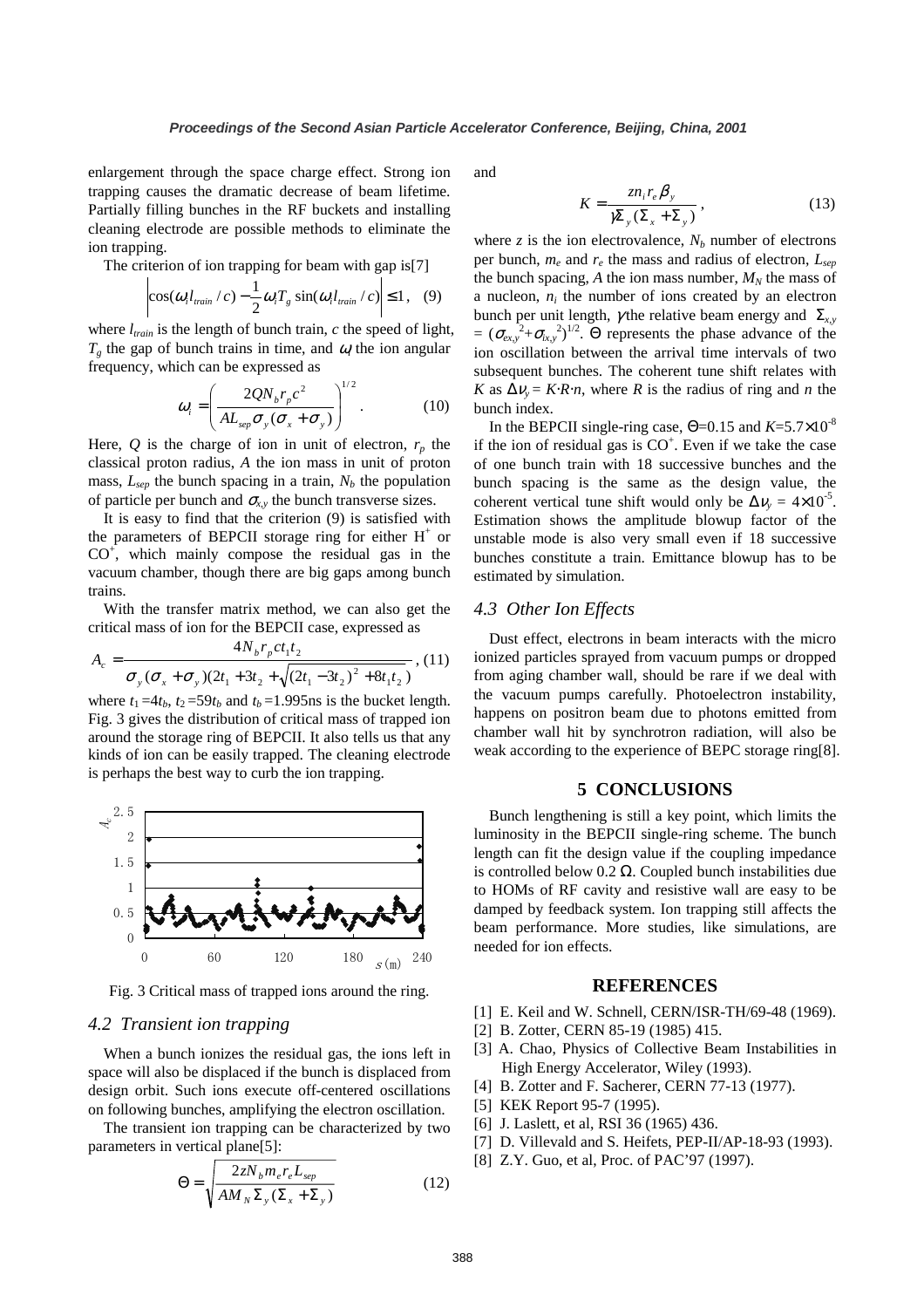enlargement through the space charge effect. Strong ion trapping causes the dramatic decrease of beam lifetime. Partially filling bunches in the RF buckets and installing cleaning electrode are possible methods to eliminate the ion trapping.

The criterion of ion trapping for beam with gap is[7]

$$\left|\cos(\omega_i l_{train}/c) - \frac{1}{2}\omega_i T_g \sin(\omega_i l_{train}/c)\right| \le 1, \quad (9)$$

where $l_{train}$ is the length of bunch train, $c$ the speed of light, $T_g$ the gap of bunch trains in time, and $\omega_i$ the ion angular frequency, which can be expressed as

$$\omega_i = \left(\frac{2QN_b r_p c^2}{AL_{sep}\sigma_y(\sigma_x+\sigma_y)}\right)^{1/2}. \quad (10)$$

Here, $Q$ is the charge of ion in unit of electron, $r_p$ the classical proton radius, $A$ the ion mass in unit of proton mass, $L_{sep}$ the bunch spacing in a train, $N_b$ the population of particle per bunch and $\sigma_{x,y}$ the bunch transverse sizes.

It is easy to find that the criterion (9) is satisfied with the parameters of BEPCII storage ring for either $H^+$ or $CO^+$, which mainly compose the residual gas in the vacuum chamber, though there are big gaps among bunch trains.

With the transfer matrix method, we can also get the critical mass of ion for the BEPCII case, expressed as

$$A_c = \frac{4N_b r_p c t_1 t_2}{\sigma_y(\sigma_x+\sigma_y)(2t_1+3t_2+\sqrt{(2t_1-3t_2)^2+8t_1t_2})}, \quad (11)$$

where $t_1=4t_b$, $t_2=59t_b$ and $t_b=1.995$ns is the bucket length. Fig. 3 gives the distribution of critical mass of trapped ion around the storage ring of BEPCII. It also tells us that any kinds of ion can be easily trapped. The cleaning electrode is perhaps the best way to curb the ion trapping.

$A_c$
2.5
2
1.5
1
0.5
0
0 60 120 180 240
$s$ (m)

Fig. 3 Critical mass of trapped ions around the ring.

### 4.2 Transient ion trapping

When a bunch ionizes the residual gas, the ions left in space will also be displaced if the bunch is displaced from design orbit. Such ions execute off-centered oscillations on following bunches, amplifying the electron oscillation.

The transient ion trapping can be characterized by two parameters in vertical plane[5]:

$$\Theta = \sqrt{\frac{2zN_b m_e r_e L_{sep}}{AM_N\Sigma_y(\Sigma_x+\Sigma_y)}} \quad (12)$$

and

$$K = \frac{zn_i r_e \beta_y}{\gamma\Sigma_y(\Sigma_x+\Sigma_y)}, \quad (13)$$

where $z$ is the ion electrovalence, $N_b$ number of electrons per bunch, $m_e$ and $r_e$ the mass and radius of electron, $L_{sep}$ the bunch spacing, $A$ the ion mass number, $M_N$ the mass of a nucleon, $n_i$ the number of ions created by an electron bunch per unit length, $\gamma$ the relative beam energy and $\Sigma_{x,y} = (\sigma_{ex,y}^2+\sigma_{ix,y}^2)^{1/2}$. $\Theta$ represents the phase advance of the ion oscillation between the arrival time intervals of two subsequent bunches. The coherent tune shift relates with $K$ as $\Delta\nu_y = K\cdot R\cdot n$, where $R$ is the radius of ring and $n$ the bunch index.

In the BEPCII single-ring case, $\Theta=0.15$ and $K=5.7\times10^{-8}$ if the ion of residual gas is $CO^+$. Even if we take the case of one bunch train with 18 successive bunches and the bunch spacing is the same as the design value, the coherent vertical tune shift would only be $\Delta\nu_y = 4\times10^{-5}$. Estimation shows the amplitude blowup factor of the unstable mode is also very small even if 18 successive bunches constitute a train. Emittance blowup has to be estimated by simulation.

### 4.3 Other Ion Effects

Dust effect, electrons in beam interacts with the micro ionized particles sprayed from vacuum pumps or dropped from aging chamber wall, should be rare if we deal with the vacuum pumps carefully. Photoelectron instability, happens on positron beam due to photons emitted from chamber wall hit by synchrotron radiation, will also be weak according to the experience of BEPC storage ring[8].

## 5 CONCLUSIONS

Bunch lengthening is still a key point, which limits the luminosity in the BEPCII single-ring scheme. The bunch length can fit the design value if the coupling impedance is controlled below 0.2 Ω. Coupled bunch instabilities due to HOMs of RF cavity and resistive wall are easy to be damped by feedback system. Ion trapping still affects the beam performance. More studies, like simulations, are needed for ion effects.

## REFERENCES

[1] E. Keil and W. Schnell, CERN/ISR-TH/69-48 (1969).
[2] B. Zotter, CERN 85-19 (1985) 415.
[3] A. Chao, Physics of Collective Beam Instabilities in High Energy Accelerator, Wiley (1993).
[4] B. Zotter and F. Sacherer, CERN 77-13 (1977).
[5] KEK Report 95-7 (1995).
[6] J. Laslett, et al, RSI 36 (1965) 436.
[7] D. Villevald and S. Heifets, PEP-II/AP-18-93 (1993).
[8] Z.Y. Guo, et al, Proc. of PAC'97 (1997).